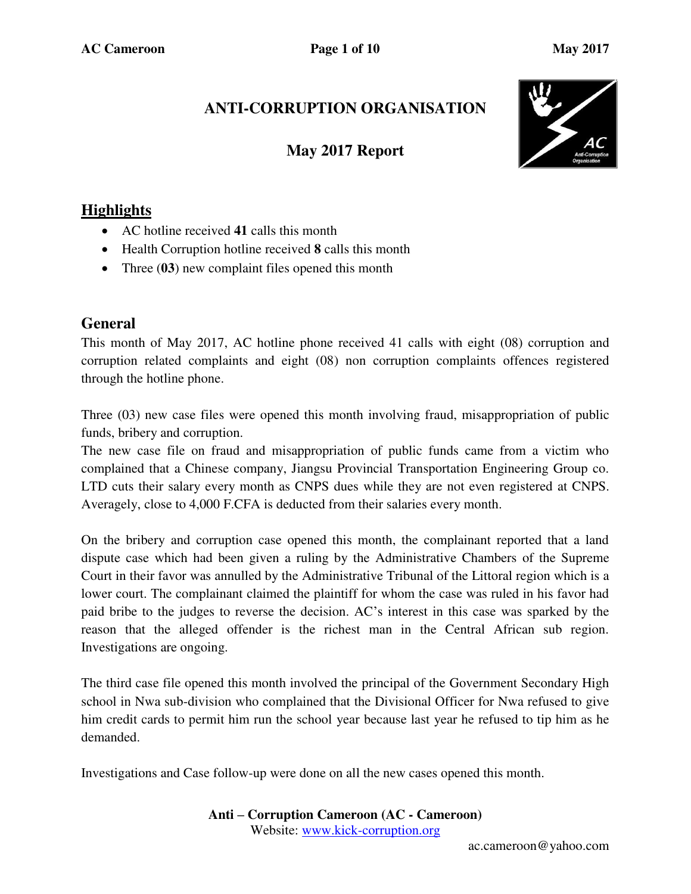# ANTI-CORRUPTION ORGANISATION

## May 2017 Report

## Highlights

- AC hotline received **41** calls this month
- Health Corruption hotline received **8** calls this month
- Three (**03**) new complaint files opened this month

## General

This month of May 2017, AC hotline phone received 41 calls with eight (08) corruption and corruption related complaints and eight (08) non corruption complaints offences registered through the hotline phone.

Three (03) new case files were opened this month involving fraud, misappropriation of public funds, bribery and corruption.

The new case file on fraud and misappropriation of public funds came from a victim who complained that a Chinese company, Jiangsu Provincial Transportation Engineering Group co. LTD cuts their salary every month as CNPS dues while they are not even registered at CNPS. Averagely, close to 4,000 F.CFA is deducted from their salaries every month.

On the bribery and corruption case opened this month, the complainant reported that a land dispute case which had been given a ruling by the Administrative Chambers of the Supreme Court in their favor was annulled by the Administrative Tribunal of the Littoral region which is a lower court. The complainant claimed the plaintiff for whom the case was ruled in his favor had paid bribe to the judges to reverse the decision. AC's interest in this case was sparked by the reason that the alleged offender is the richest man in the Central African sub region. Investigations are ongoing.

The third case file opened this month involved the principal of the Government Secondary High school in Nwa sub-division who complained that the Divisional Officer for Nwa refused to give him credit cards to permit him run the school year because last year he refused to tip him as he demanded.

Investigations and Case follow-up were done on all the new cases opened this month.

**Anti – Corruption Cameroon (AC - Cameroon)**
Website: www.kick-corruption.org
ac.cameroon@yahoo.com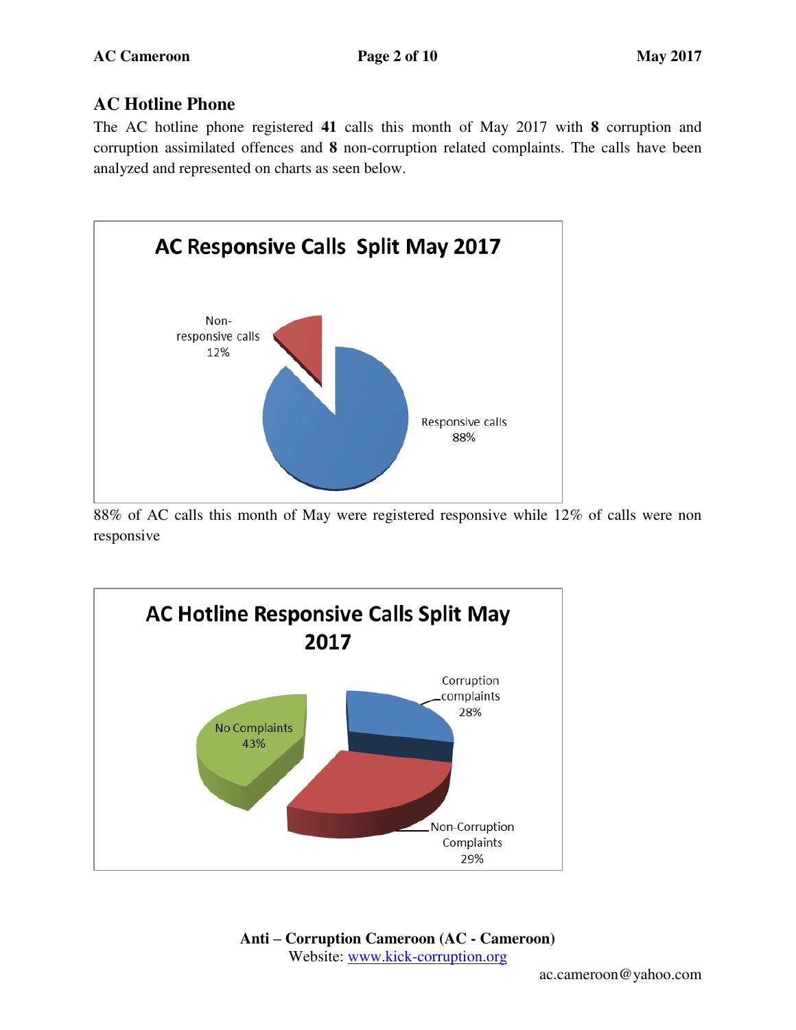## AC Hotline Phone

The AC hotline phone registered **41** calls this month of May 2017 with **8** corruption and corruption assimilated offences and **8** non-corruption related complaints. The calls have been analyzed and represented on charts as seen below.

**AC Responsive Calls Split May 2017**

- Non-responsive calls 12%
- Responsive calls 88%

88% of AC calls this month of May were registered responsive while 12% of calls were non responsive

**AC Hotline Responsive Calls Split May 2017**

- Corruption complaints 28%
- Non-Corruption Complaints 29%
- No Complaints 43%

**Anti – Corruption Cameroon (AC - Cameroon)**
Website: [www.kick-corruption.org](http://www.kick-corruption.org)

ac.cameroon@yahoo.com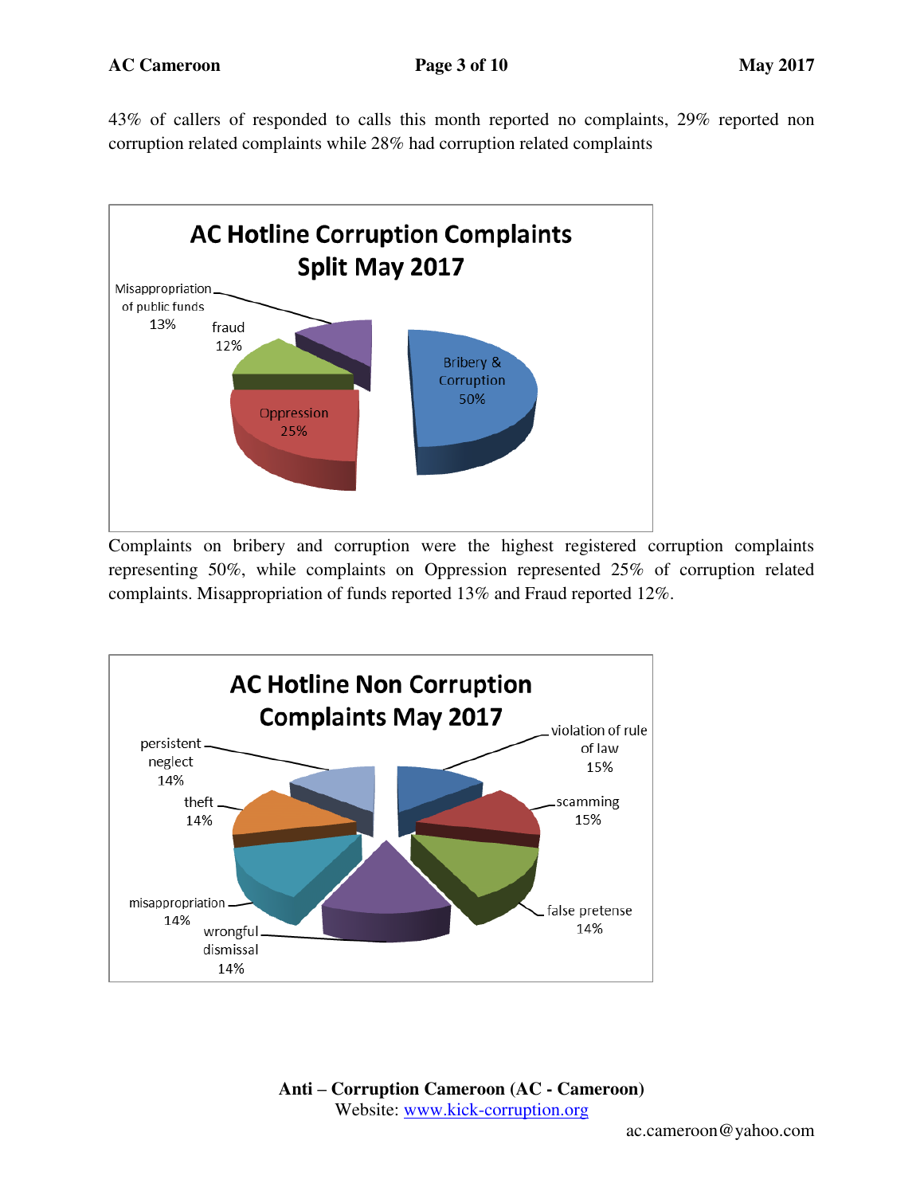43% of callers of responded to calls this month reported no complaints, 29% reported non corruption related complaints while 28% had corruption related complaints

**AC Hotline Corruption Complaints Split May 2017**

| Category | Percentage |
| --- | --- |
| Bribery & Corruption | 50% |
| Oppression | 25% |
| Misappropriation of public funds | 13% |
| fraud | 12% |

Complaints on bribery and corruption were the highest registered corruption complaints representing 50%, while complaints on Oppression represented 25% of corruption related complaints. Misappropriation of funds reported 13% and Fraud reported 12%.

**AC Hotline Non Corruption Complaints May 2017**

| Category | Percentage |
| --- | --- |
| violation of rule of law | 15% |
| scamming | 15% |
| false pretense | 14% |
| wrongful dismissal | 14% |
| misappropriation | 14% |
| theft | 14% |
| persistent neglect | 14% |

**Anti – Corruption Cameroon (AC - Cameroon)**
Website: www.kick-corruption.org
ac.cameroon@yahoo.com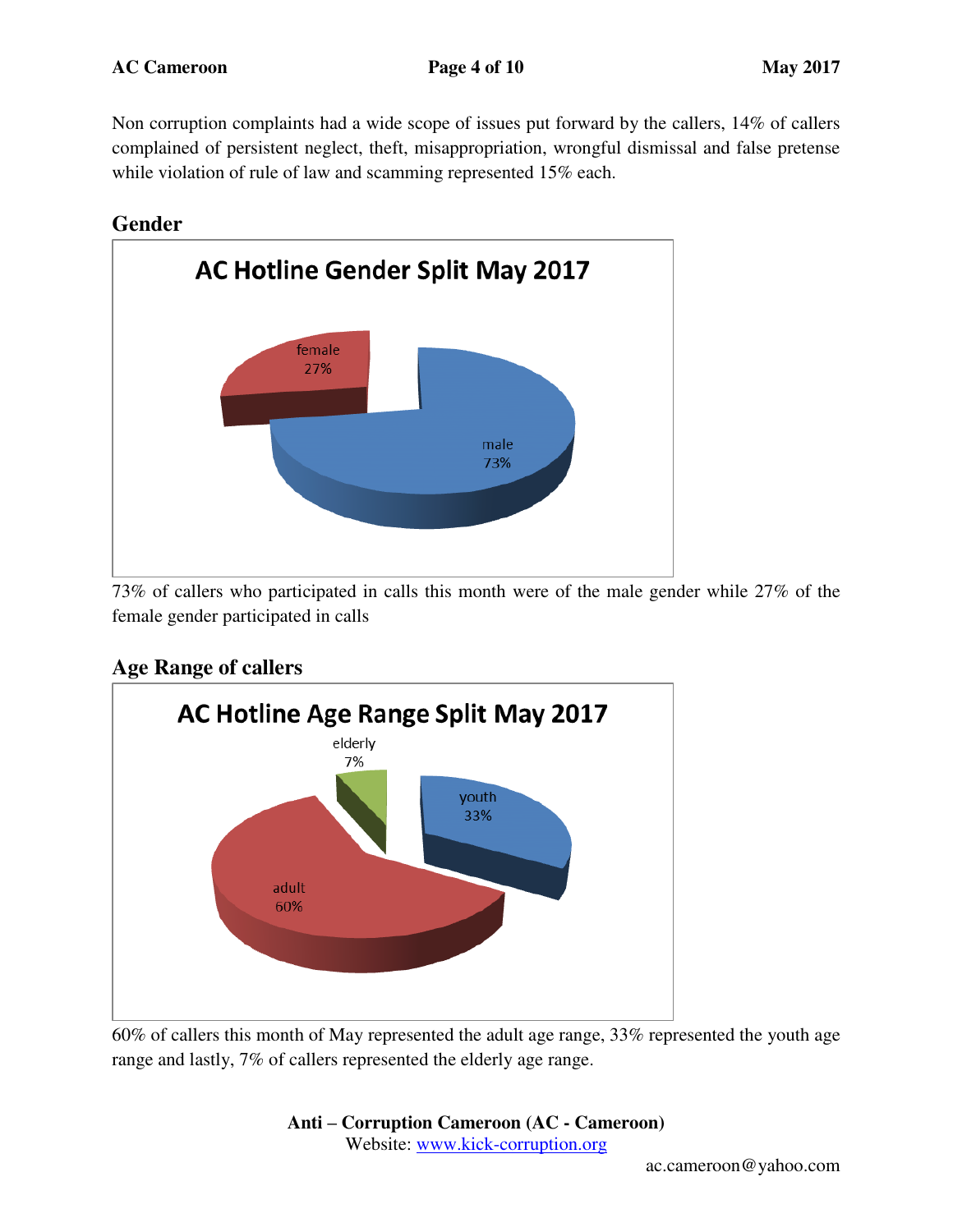Non corruption complaints had a wide scope of issues put forward by the callers, 14% of callers complained of persistent neglect, theft, misappropriation, wrongful dismissal and false pretense while violation of rule of law and scamming represented 15% each.

## Gender

73% of callers who participated in calls this month were of the male gender while 27% of the female gender participated in calls

## Age Range of callers

60% of callers this month of May represented the adult age range, 33% represented the youth age range and lastly, 7% of callers represented the elderly age range.

**Anti – Corruption Cameroon (AC - Cameroon)**
Website: www.kick-corruption.org

ac.cameroon@yahoo.com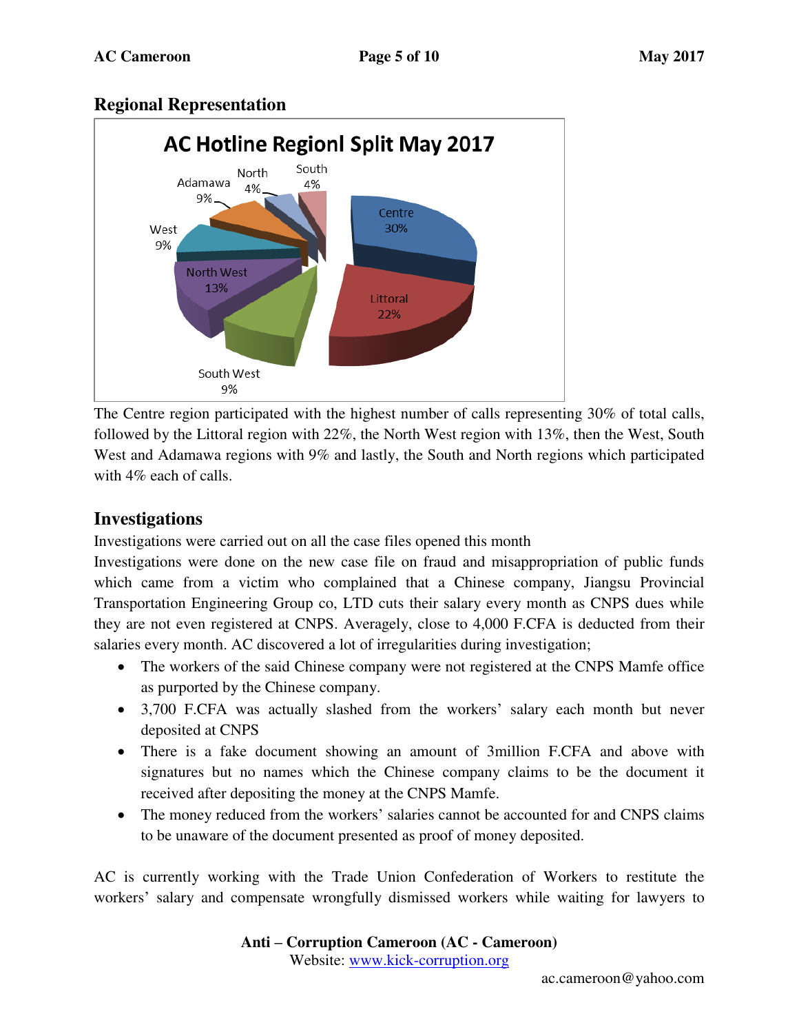## Regional Representation

The Centre region participated with the highest number of calls representing 30% of total calls, followed by the Littoral region with 22%, the North West region with 13%, then the West, South West and Adamawa regions with 9% and lastly, the South and North regions which participated with 4% each of calls.

## Investigations

Investigations were carried out on all the case files opened this month

Investigations were done on the new case file on fraud and misappropriation of public funds which came from a victim who complained that a Chinese company, Jiangsu Provincial Transportation Engineering Group co, LTD cuts their salary every month as CNPS dues while they are not even registered at CNPS. Averagely, close to 4,000 F.CFA is deducted from their salaries every month. AC discovered a lot of irregularities during investigation;

- The workers of the said Chinese company were not registered at the CNPS Mamfe office as purported by the Chinese company.
- 3,700 F.CFA was actually slashed from the workers' salary each month but never deposited at CNPS
- There is a fake document showing an amount of 3million F.CFA and above with signatures but no names which the Chinese company claims to be the document it received after depositing the money at the CNPS Mamfe.
- The money reduced from the workers' salaries cannot be accounted for and CNPS claims to be unaware of the document presented as proof of money deposited.

AC is currently working with the Trade Union Confederation of Workers to restitute the workers' salary and compensate wrongfully dismissed workers while waiting for lawyers to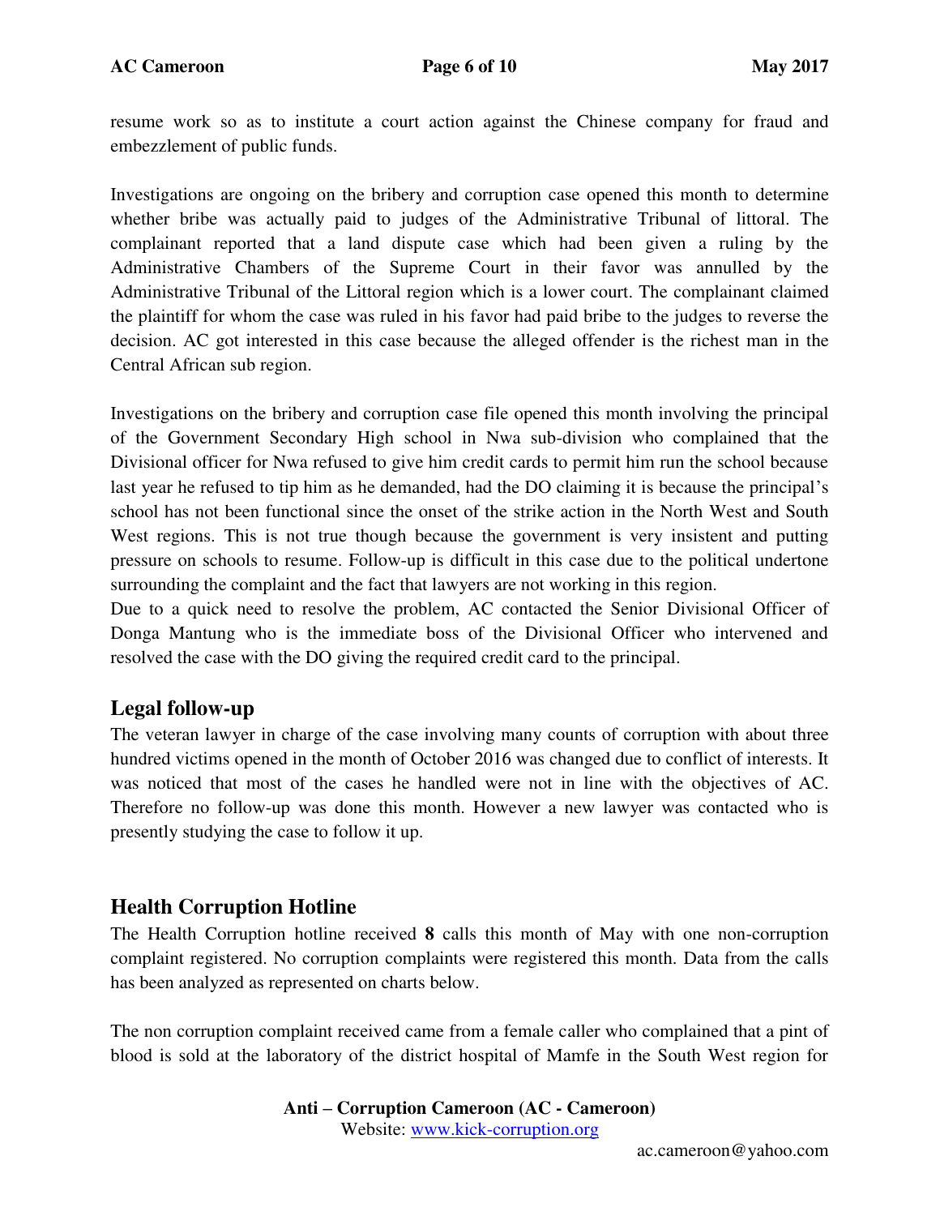resume work so as to institute a court action against the Chinese company for fraud and embezzlement of public funds.

Investigations are ongoing on the bribery and corruption case opened this month to determine whether bribe was actually paid to judges of the Administrative Tribunal of littoral. The complainant reported that a land dispute case which had been given a ruling by the Administrative Chambers of the Supreme Court in their favor was annulled by the Administrative Tribunal of the Littoral region which is a lower court. The complainant claimed the plaintiff for whom the case was ruled in his favor had paid bribe to the judges to reverse the decision. AC got interested in this case because the alleged offender is the richest man in the Central African sub region.

Investigations on the bribery and corruption case file opened this month involving the principal of the Government Secondary High school in Nwa sub-division who complained that the Divisional officer for Nwa refused to give him credit cards to permit him run the school because last year he refused to tip him as he demanded, had the DO claiming it is because the principal's school has not been functional since the onset of the strike action in the North West and South West regions. This is not true though because the government is very insistent and putting pressure on schools to resume. Follow-up is difficult in this case due to the political undertone surrounding the complaint and the fact that lawyers are not working in this region.
Due to a quick need to resolve the problem, AC contacted the Senior Divisional Officer of Donga Mantung who is the immediate boss of the Divisional Officer who intervened and resolved the case with the DO giving the required credit card to the principal.

## Legal follow-up

The veteran lawyer in charge of the case involving many counts of corruption with about three hundred victims opened in the month of October 2016 was changed due to conflict of interests. It was noticed that most of the cases he handled were not in line with the objectives of AC. Therefore no follow-up was done this month. However a new lawyer was contacted who is presently studying the case to follow it up.

## Health Corruption Hotline

The Health Corruption hotline received **8** calls this month of May with one non-corruption complaint registered. No corruption complaints were registered this month. Data from the calls has been analyzed as represented on charts below.

The non corruption complaint received came from a female caller who complained that a pint of blood is sold at the laboratory of the district hospital of Mamfe in the South West region for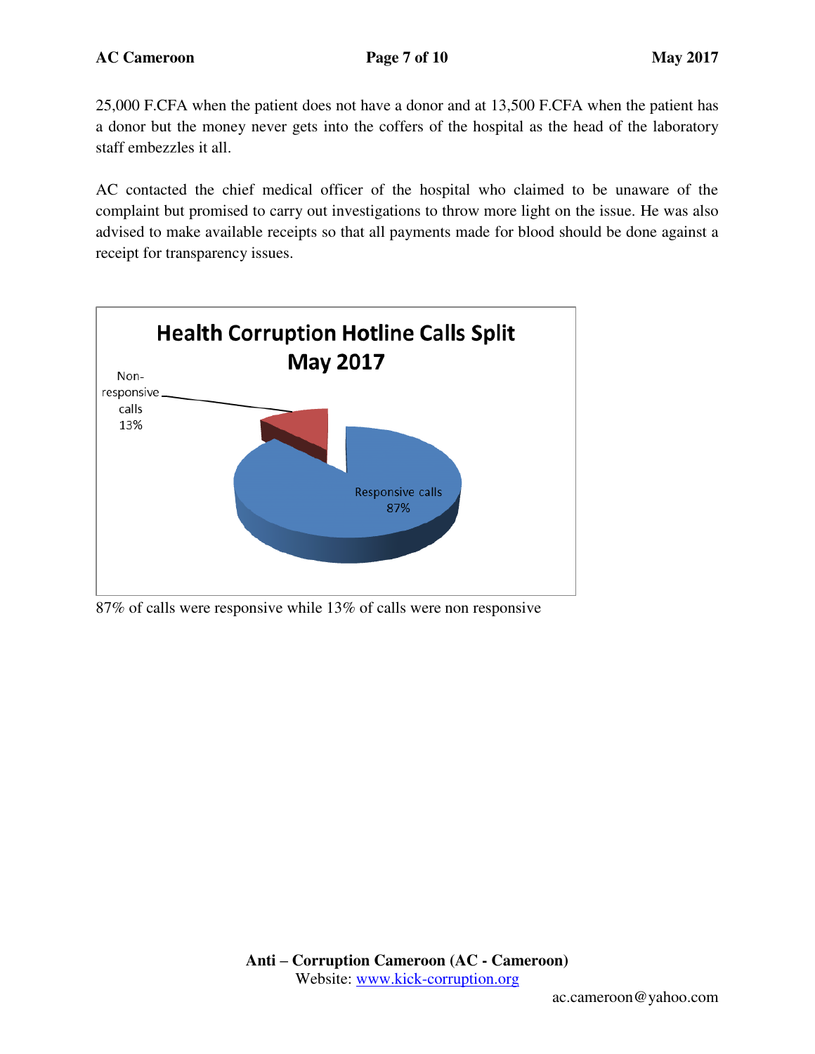25,000 F.CFA when the patient does not have a donor and at 13,500 F.CFA when the patient has a donor but the money never gets into the coffers of the hospital as the head of the laboratory staff embezzles it all.

AC contacted the chief medical officer of the hospital who claimed to be unaware of the complaint but promised to carry out investigations to throw more light on the issue. He was also advised to make available receipts so that all payments made for blood should be done against a receipt for transparency issues.

**Health Corruption Hotline Calls Split May 2017**

| Category | Share |
| --- | --- |
| Non-responsive calls | 13% |
| Responsive calls | 87% |

87% of calls were responsive while 13% of calls were non responsive

**Anti – Corruption Cameroon (AC - Cameroon)**
Website: www.kick-corruption.org

ac.cameroon@yahoo.com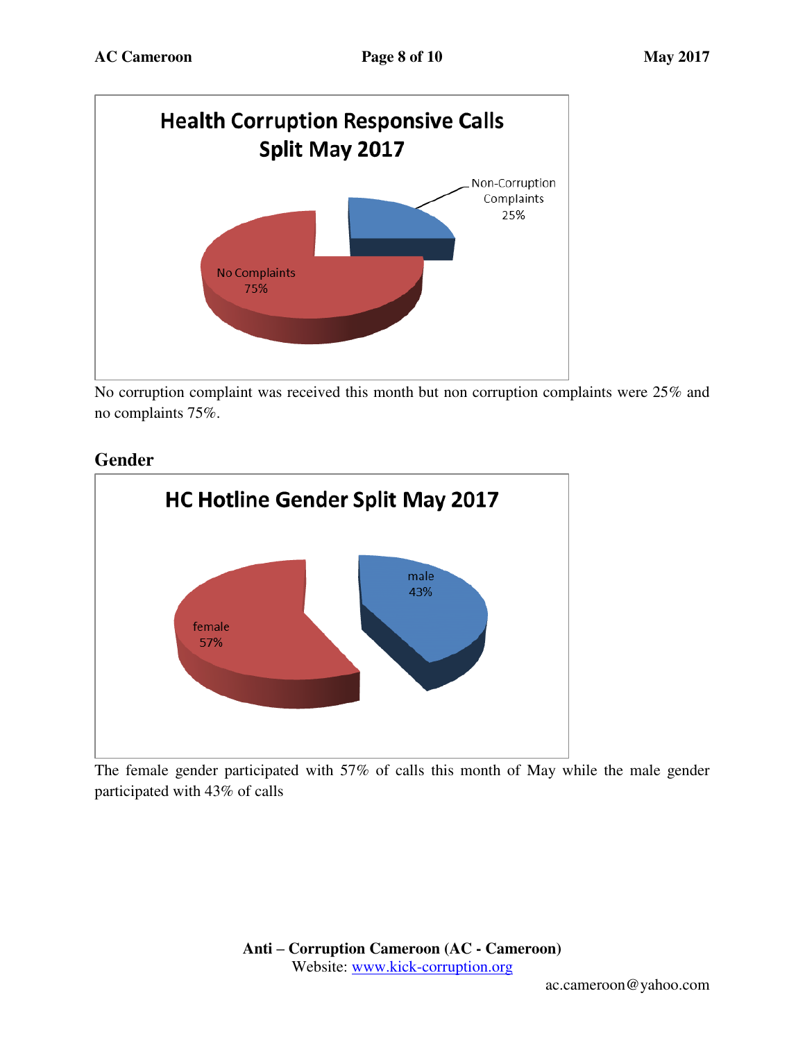No corruption complaint was received this month but non corruption complaints were 25% and no complaints 75%.

## Gender

The female gender participated with 57% of calls this month of May while the male gender participated with 43% of calls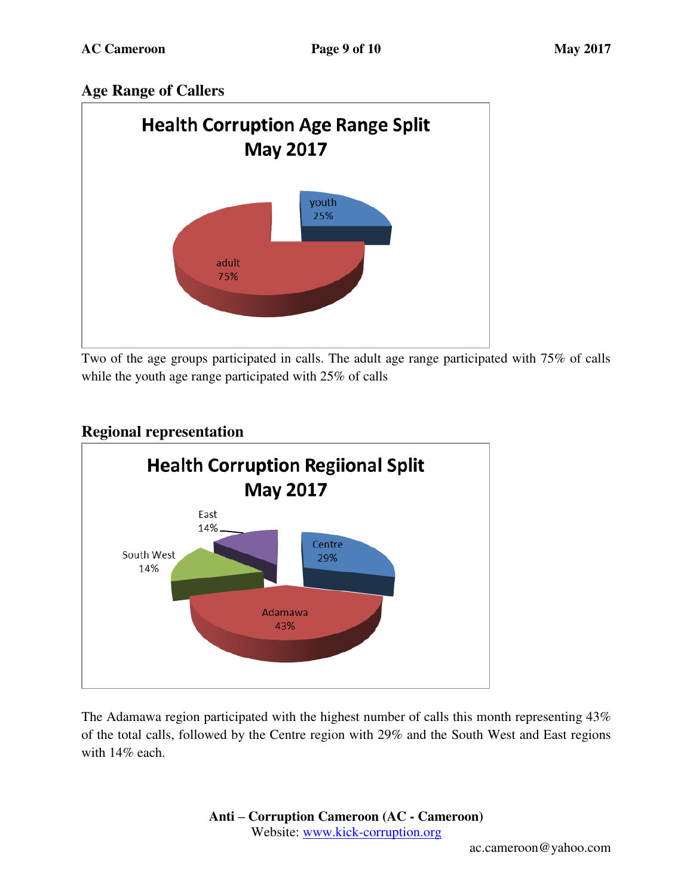## Age Range of Callers

**Health Corruption Age Range Split May 2017**

- youth 25%
- adult 75%

Two of the age groups participated in calls. The adult age range participated with 75% of calls while the youth age range participated with 25% of calls

## Regional representation

**Health Corruption Regiional Split May 2017**

- East 14%
- Centre 29%
- South West 14%
- Adamawa 43%

The Adamawa region participated with the highest number of calls this month representing 43% of the total calls, followed by the Centre region with 29% and the South West and East regions with 14% each.

**Anti – Corruption Cameroon (AC - Cameroon)**
Website: www.kick-corruption.org
ac.cameroon@yahoo.com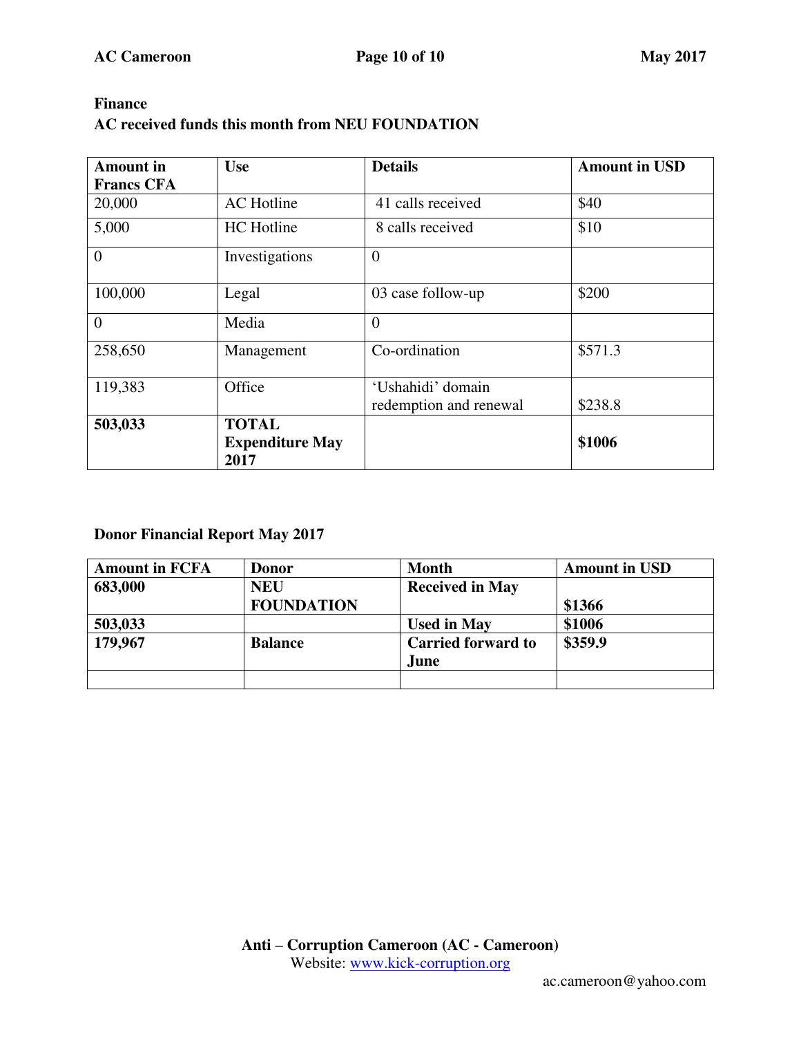**Finance**

**AC received funds this month from NEU FOUNDATION**

| Amount in Francs CFA | Use | Details | Amount in USD |
|---|---|---|---|
| 20,000 | AC Hotline | 41 calls received | $40 |
| 5,000 | HC Hotline | 8 calls received | $10 |
| 0 | Investigations | 0 | |
| 100,000 | Legal | 03 case follow-up | $200 |
| 0 | Media | 0 | |
| 258,650 | Management | Co-ordination | $571.3 |
| 119,383 | Office | 'Ushahidi' domain redemption and renewal | $238.8 |
| **503,033** | **TOTAL Expenditure May 2017** | | **$1006** |

**Donor Financial Report May 2017**

| Amount in FCFA | Donor | Month | Amount in USD |
|---|---|---|---|
| **683,000** | **NEU FOUNDATION** | **Received in May** | **$1366** |
| **503,033** | | **Used in May** | **$1006** |
| **179,967** | **Balance** | **Carried forward to June** | **$359.9** |
| | | | |

**Anti – Corruption Cameroon (AC - Cameroon)**
Website: www.kick-corruption.org
ac.cameroon@yahoo.com